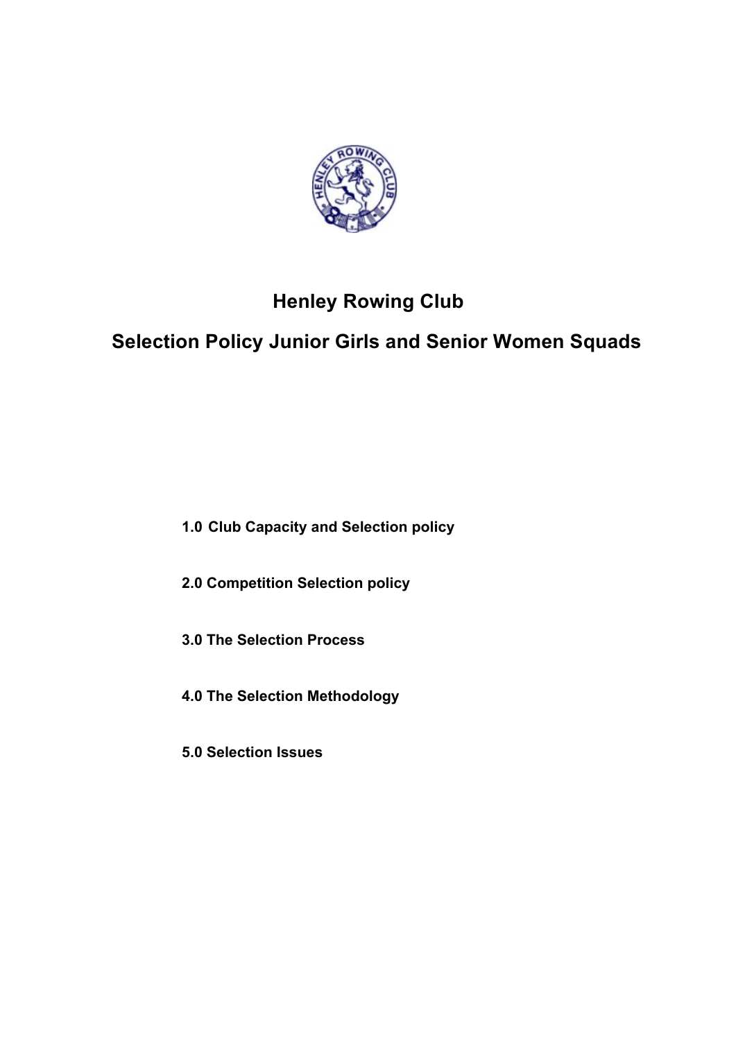# Henley Rowing Club

## Selection Policy Junior Girls and Senior Women Squads

**1.0 Club Capacity and Selection policy**

**2.0 Competition Selection policy**

**3.0 The Selection Process**

**4.0 The Selection Methodology**

**5.0 Selection Issues**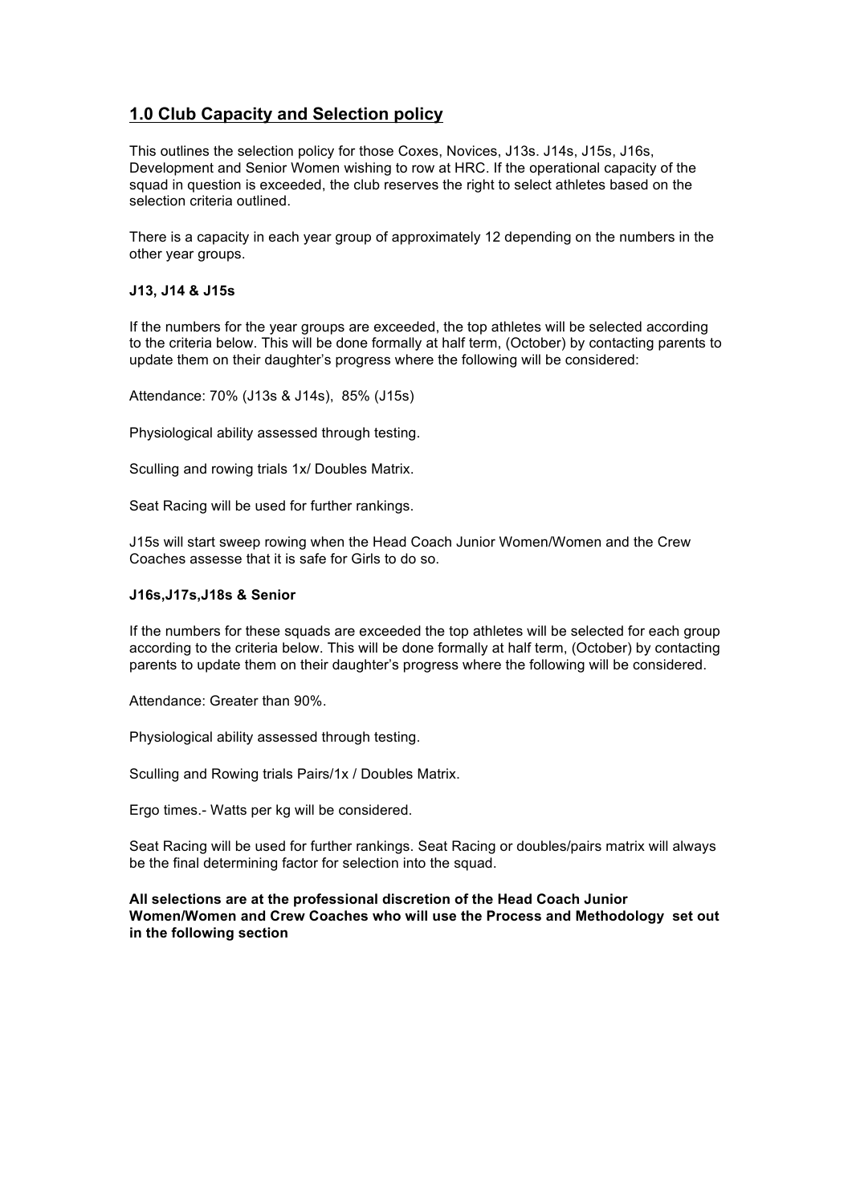## 1.0 Club Capacity and Selection policy

This outlines the selection policy for those Coxes, Novices, J13s. J14s, J15s, J16s, Development and Senior Women wishing to row at HRC. If the operational capacity of the squad in question is exceeded, the club reserves the right to select athletes based on the selection criteria outlined.

There is a capacity in each year group of approximately 12 depending on the numbers in the other year groups.

### J13, J14 & J15s

If the numbers for the year groups are exceeded, the top athletes will be selected according to the criteria below. This will be done formally at half term, (October) by contacting parents to update them on their daughter's progress where the following will be considered:

Attendance: 70% (J13s & J14s), 85% (J15s)

Physiological ability assessed through testing.

Sculling and rowing trials 1x/ Doubles Matrix.

Seat Racing will be used for further rankings.

J15s will start sweep rowing when the Head Coach Junior Women/Women and the Crew Coaches assesse that it is safe for Girls to do so.

### J16s,J17s,J18s & Senior

If the numbers for these squads are exceeded the top athletes will be selected for each group according to the criteria below. This will be done formally at half term, (October) by contacting parents to update them on their daughter's progress where the following will be considered.

Attendance: Greater than 90%.

Physiological ability assessed through testing.

Sculling and Rowing trials Pairs/1x / Doubles Matrix.

Ergo times.- Watts per kg will be considered.

Seat Racing will be used for further rankings. Seat Racing or doubles/pairs matrix will always be the final determining factor for selection into the squad.

**All selections are at the professional discretion of the Head Coach Junior Women/Women and Crew Coaches who will use the Process and Methodology set out in the following section**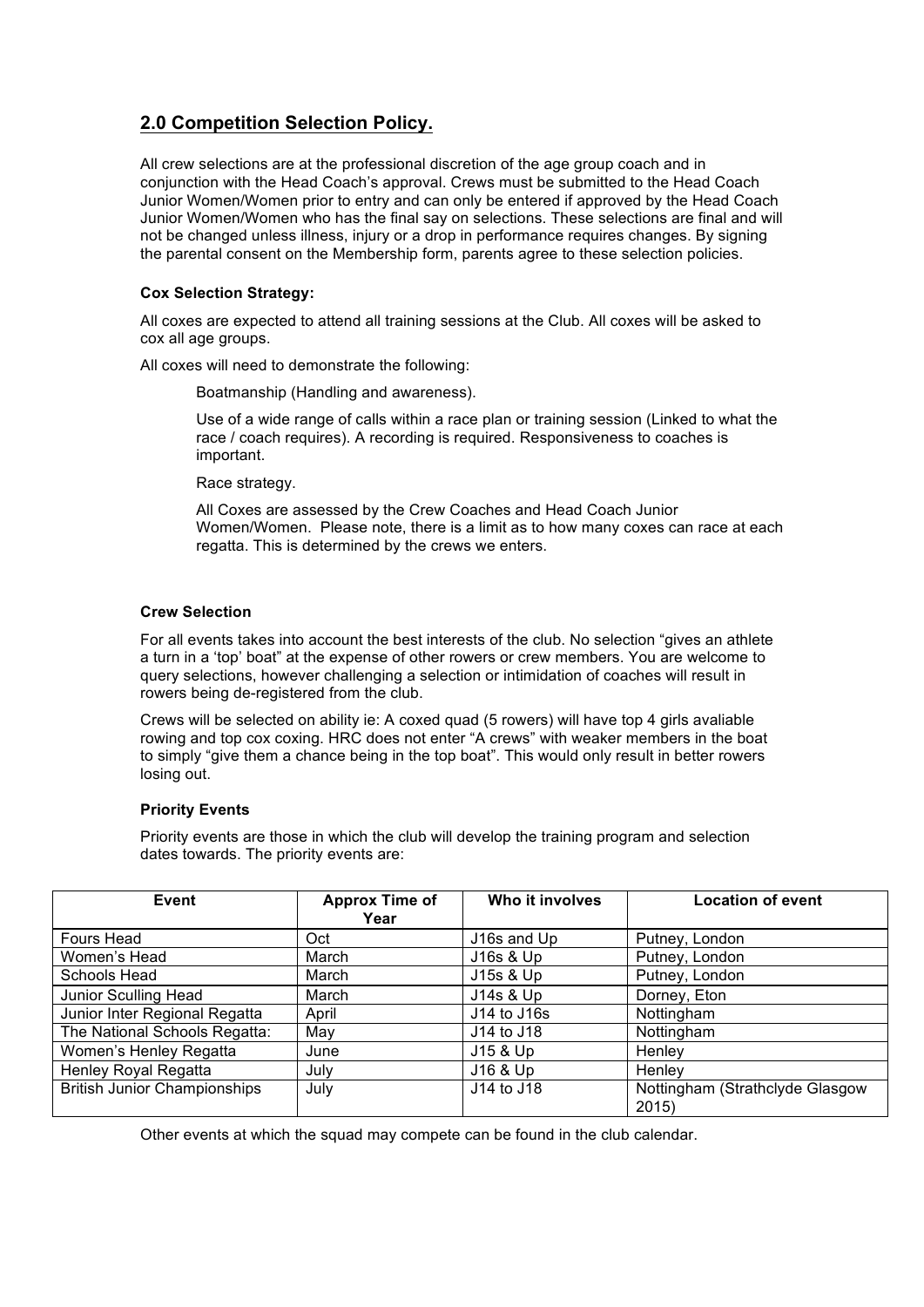## 2.0 Competition Selection Policy.

All crew selections are at the professional discretion of the age group coach and in conjunction with the Head Coach's approval. Crews must be submitted to the Head Coach Junior Women/Women prior to entry and can only be entered if approved by the Head Coach Junior Women/Women who has the final say on selections. These selections are final and will not be changed unless illness, injury or a drop in performance requires changes. By signing the parental consent on the Membership form, parents agree to these selection policies.

**Cox Selection Strategy:**

All coxes are expected to attend all training sessions at the Club. All coxes will be asked to cox all age groups.

All coxes will need to demonstrate the following:

Boatmanship (Handling and awareness).

Use of a wide range of calls within a race plan or training session (Linked to what the race / coach requires). A recording is required. Responsiveness to coaches is important.

Race strategy.

All Coxes are assessed by the Crew Coaches and Head Coach Junior Women/Women. Please note, there is a limit as to how many coxes can race at each regatta. This is determined by the crews we enters.

**Crew Selection**

For all events takes into account the best interests of the club. No selection "gives an athlete a turn in a 'top' boat" at the expense of other rowers or crew members. You are welcome to query selections, however challenging a selection or intimidation of coaches will result in rowers being de-registered from the club.

Crews will be selected on ability ie: A coxed quad (5 rowers) will have top 4 girls avaliable rowing and top cox coxing. HRC does not enter "A crews" with weaker members in the boat to simply "give them a chance being in the top boat". This would only result in better rowers losing out.

**Priority Events**

Priority events are those in which the club will develop the training program and selection dates towards. The priority events are:

| Event | Approx Time of Year | Who it involves | Location of event |
|---|---|---|---|
| Fours Head | Oct | J16s and Up | Putney, London |
| Women's Head | March | J16s & Up | Putney, London |
| Schools Head | March | J15s & Up | Putney, London |
| Junior Sculling Head | March | J14s & Up | Dorney, Eton |
| Junior Inter Regional Regatta | April | J14 to J16s | Nottingham |
| The National Schools Regatta: | May | J14 to J18 | Nottingham |
| Women's Henley Regatta | June | J15 & Up | Henley |
| Henley Royal Regatta | July | J16 & Up | Henley |
| British Junior Championships | July | J14 to J18 | Nottingham (Strathclyde Glasgow 2015) |

Other events at which the squad may compete can be found in the club calendar.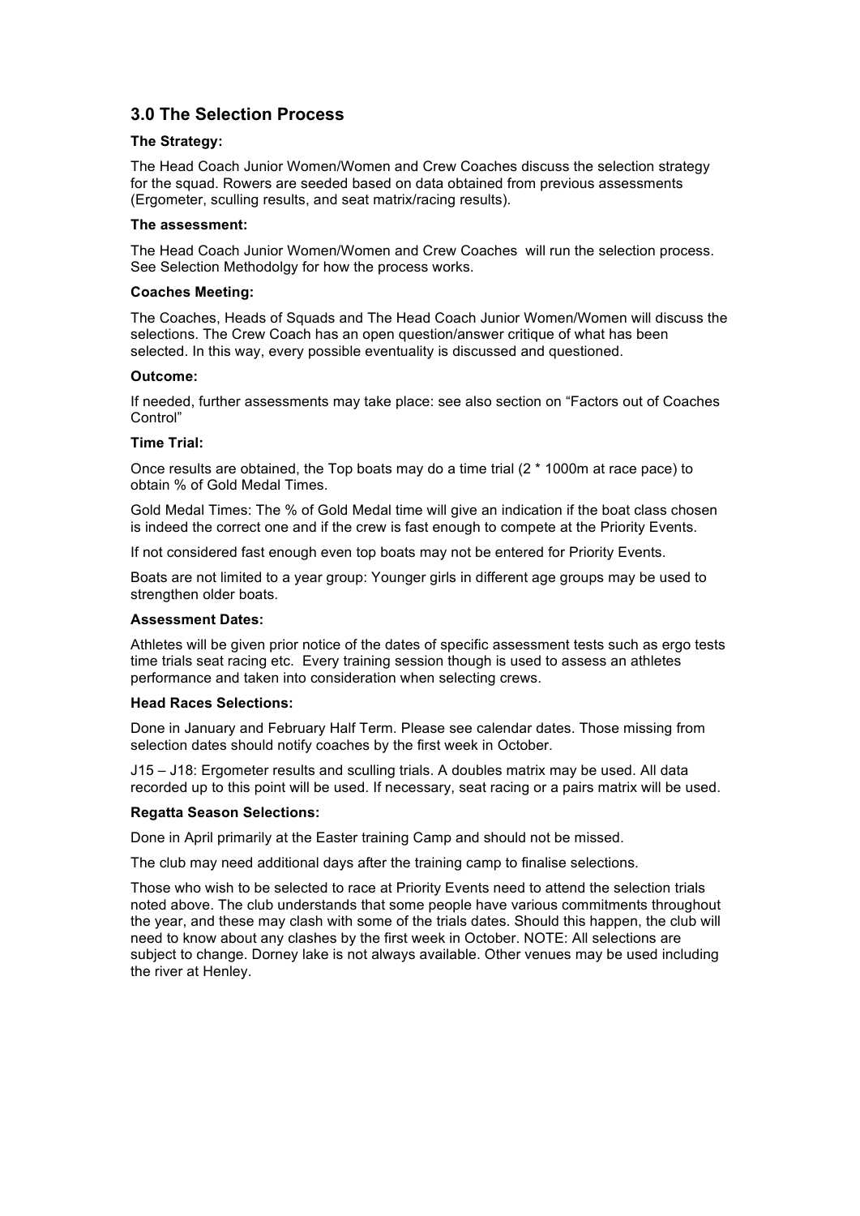## 3.0 The Selection Process

**The Strategy:**

The Head Coach Junior Women/Women and Crew Coaches discuss the selection strategy for the squad. Rowers are seeded based on data obtained from previous assessments (Ergometer, sculling results, and seat matrix/racing results).

**The assessment:**

The Head Coach Junior Women/Women and Crew Coaches  will run the selection process. See Selection Methodolgy for how the process works.

**Coaches Meeting:**

The Coaches, Heads of Squads and The Head Coach Junior Women/Women will discuss the selections. The Crew Coach has an open question/answer critique of what has been selected. In this way, every possible eventuality is discussed and questioned.

**Outcome:**

If needed, further assessments may take place: see also section on "Factors out of Coaches Control"

**Time Trial:**

Once results are obtained, the Top boats may do a time trial (2 * 1000m at race pace) to obtain % of Gold Medal Times.

Gold Medal Times: The % of Gold Medal time will give an indication if the boat class chosen is indeed the correct one and if the crew is fast enough to compete at the Priority Events.

If not considered fast enough even top boats may not be entered for Priority Events.

Boats are not limited to a year group: Younger girls in different age groups may be used to strengthen older boats.

**Assessment Dates:**

Athletes will be given prior notice of the dates of specific assessment tests such as ergo tests time trials seat racing etc.  Every training session though is used to assess an athletes performance and taken into consideration when selecting crews.

**Head Races Selections:**

Done in January and February Half Term. Please see calendar dates. Those missing from selection dates should notify coaches by the first week in October.

J15 – J18: Ergometer results and sculling trials. A doubles matrix may be used. All data recorded up to this point will be used. If necessary, seat racing or a pairs matrix will be used.

**Regatta Season Selections:**

Done in April primarily at the Easter training Camp and should not be missed.

The club may need additional days after the training camp to finalise selections.

Those who wish to be selected to race at Priority Events need to attend the selection trials noted above. The club understands that some people have various commitments throughout the year, and these may clash with some of the trials dates. Should this happen, the club will need to know about any clashes by the first week in October. NOTE: All selections are subject to change. Dorney lake is not always available. Other venues may be used including the river at Henley.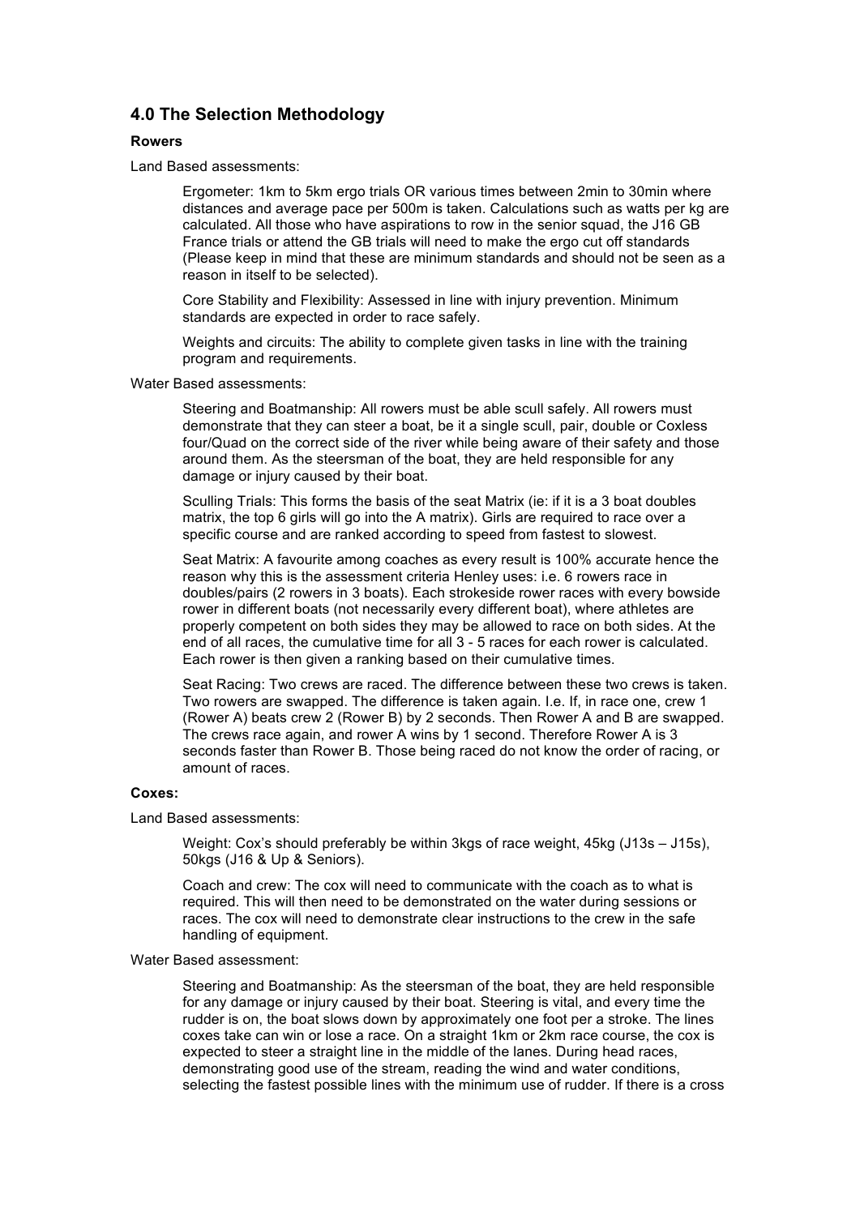## 4.0 The Selection Methodology

**Rowers**

Land Based assessments:

Ergometer: 1km to 5km ergo trials OR various times between 2min to 30min where distances and average pace per 500m is taken. Calculations such as watts per kg are calculated. All those who have aspirations to row in the senior squad, the J16 GB France trials or attend the GB trials will need to make the ergo cut off standards (Please keep in mind that these are minimum standards and should not be seen as a reason in itself to be selected).

Core Stability and Flexibility: Assessed in line with injury prevention. Minimum standards are expected in order to race safely.

Weights and circuits: The ability to complete given tasks in line with the training program and requirements.

Water Based assessments:

Steering and Boatmanship: All rowers must be able scull safely. All rowers must demonstrate that they can steer a boat, be it a single scull, pair, double or Coxless four/Quad on the correct side of the river while being aware of their safety and those around them. As the steersman of the boat, they are held responsible for any damage or injury caused by their boat.

Sculling Trials: This forms the basis of the seat Matrix (ie: if it is a 3 boat doubles matrix, the top 6 girls will go into the A matrix). Girls are required to race over a specific course and are ranked according to speed from fastest to slowest.

Seat Matrix: A favourite among coaches as every result is 100% accurate hence the reason why this is the assessment criteria Henley uses: i.e. 6 rowers race in doubles/pairs (2 rowers in 3 boats). Each strokeside rower races with every bowside rower in different boats (not necessarily every different boat), where athletes are properly competent on both sides they may be allowed to race on both sides. At the end of all races, the cumulative time for all 3 - 5 races for each rower is calculated. Each rower is then given a ranking based on their cumulative times.

Seat Racing: Two crews are raced. The difference between these two crews is taken. Two rowers are swapped. The difference is taken again. I.e. If, in race one, crew 1 (Rower A) beats crew 2 (Rower B) by 2 seconds. Then Rower A and B are swapped. The crews race again, and rower A wins by 1 second. Therefore Rower A is 3 seconds faster than Rower B. Those being raced do not know the order of racing, or amount of races.

**Coxes:**

Land Based assessments:

Weight: Cox's should preferably be within 3kgs of race weight, 45kg (J13s – J15s), 50kgs (J16 & Up & Seniors).

Coach and crew: The cox will need to communicate with the coach as to what is required. This will then need to be demonstrated on the water during sessions or races. The cox will need to demonstrate clear instructions to the crew in the safe handling of equipment.

Water Based assessment:

Steering and Boatmanship: As the steersman of the boat, they are held responsible for any damage or injury caused by their boat. Steering is vital, and every time the rudder is on, the boat slows down by approximately one foot per a stroke. The lines coxes take can win or lose a race. On a straight 1km or 2km race course, the cox is expected to steer a straight line in the middle of the lanes. During head races, demonstrating good use of the stream, reading the wind and water conditions, selecting the fastest possible lines with the minimum use of rudder. If there is a cross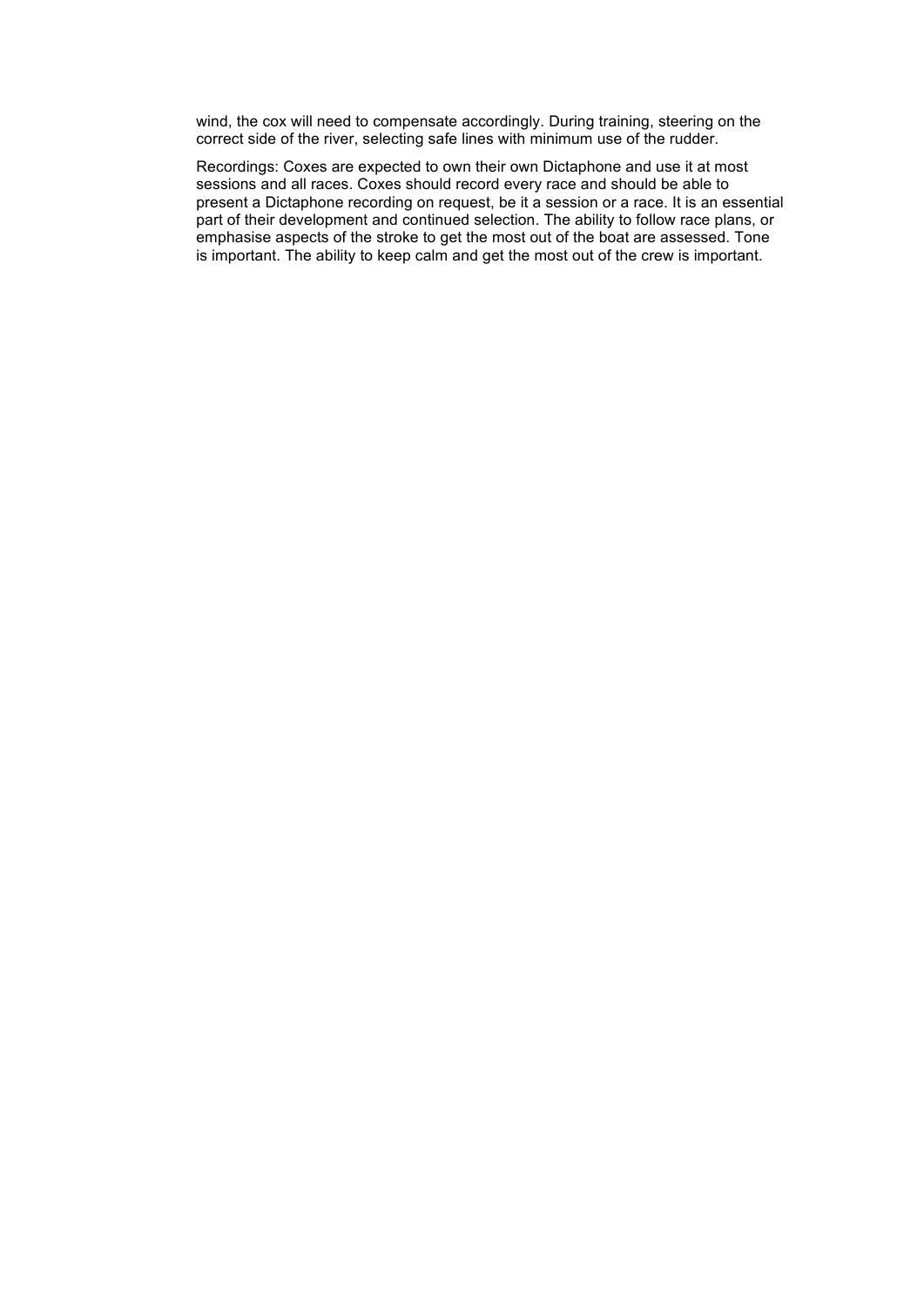wind, the cox will need to compensate accordingly. During training, steering on the correct side of the river, selecting safe lines with minimum use of the rudder.

Recordings: Coxes are expected to own their own Dictaphone and use it at most sessions and all races. Coxes should record every race and should be able to present a Dictaphone recording on request, be it a session or a race. It is an essential part of their development and continued selection. The ability to follow race plans, or emphasise aspects of the stroke to get the most out of the boat are assessed. Tone is important. The ability to keep calm and get the most out of the crew is important.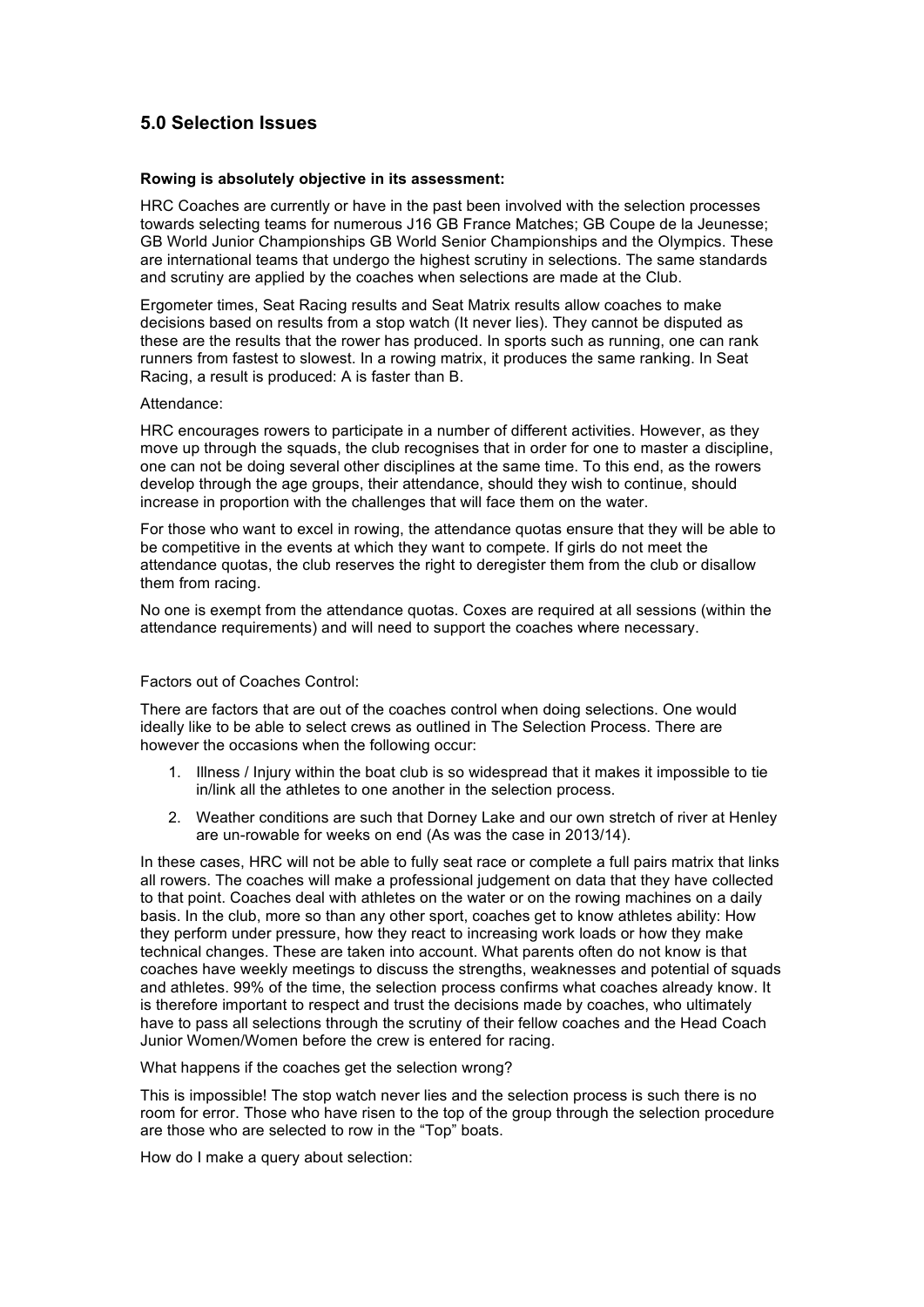## 5.0 Selection Issues

**Rowing is absolutely objective in its assessment:**

HRC Coaches are currently or have in the past been involved with the selection processes towards selecting teams for numerous J16 GB France Matches; GB Coupe de la Jeunesse; GB World Junior Championships GB World Senior Championships and the Olympics. These are international teams that undergo the highest scrutiny in selections. The same standards and scrutiny are applied by the coaches when selections are made at the Club.

Ergometer times, Seat Racing results and Seat Matrix results allow coaches to make decisions based on results from a stop watch (It never lies). They cannot be disputed as these are the results that the rower has produced. In sports such as running, one can rank runners from fastest to slowest. In a rowing matrix, it produces the same ranking. In Seat Racing, a result is produced: A is faster than B.

Attendance:

HRC encourages rowers to participate in a number of different activities. However, as they move up through the squads, the club recognises that in order for one to master a discipline, one can not be doing several other disciplines at the same time. To this end, as the rowers develop through the age groups, their attendance, should they wish to continue, should increase in proportion with the challenges that will face them on the water.

For those who want to excel in rowing, the attendance quotas ensure that they will be able to be competitive in the events at which they want to compete. If girls do not meet the attendance quotas, the club reserves the right to deregister them from the club or disallow them from racing.

No one is exempt from the attendance quotas. Coxes are required at all sessions (within the attendance requirements) and will need to support the coaches where necessary.

Factors out of Coaches Control:

There are factors that are out of the coaches control when doing selections. One would ideally like to be able to select crews as outlined in The Selection Process. There are however the occasions when the following occur:

1. Illness / Injury within the boat club is so widespread that it makes it impossible to tie in/link all the athletes to one another in the selection process.
2. Weather conditions are such that Dorney Lake and our own stretch of river at Henley are un-rowable for weeks on end (As was the case in 2013/14).

In these cases, HRC will not be able to fully seat race or complete a full pairs matrix that links all rowers. The coaches will make a professional judgement on data that they have collected to that point. Coaches deal with athletes on the water or on the rowing machines on a daily basis. In the club, more so than any other sport, coaches get to know athletes ability: How they perform under pressure, how they react to increasing work loads or how they make technical changes. These are taken into account. What parents often do not know is that coaches have weekly meetings to discuss the strengths, weaknesses and potential of squads and athletes. 99% of the time, the selection process confirms what coaches already know. It is therefore important to respect and trust the decisions made by coaches, who ultimately have to pass all selections through the scrutiny of their fellow coaches and the Head Coach Junior Women/Women before the crew is entered for racing.

What happens if the coaches get the selection wrong?

This is impossible! The stop watch never lies and the selection process is such there is no room for error. Those who have risen to the top of the group through the selection procedure are those who are selected to row in the "Top" boats.

How do I make a query about selection: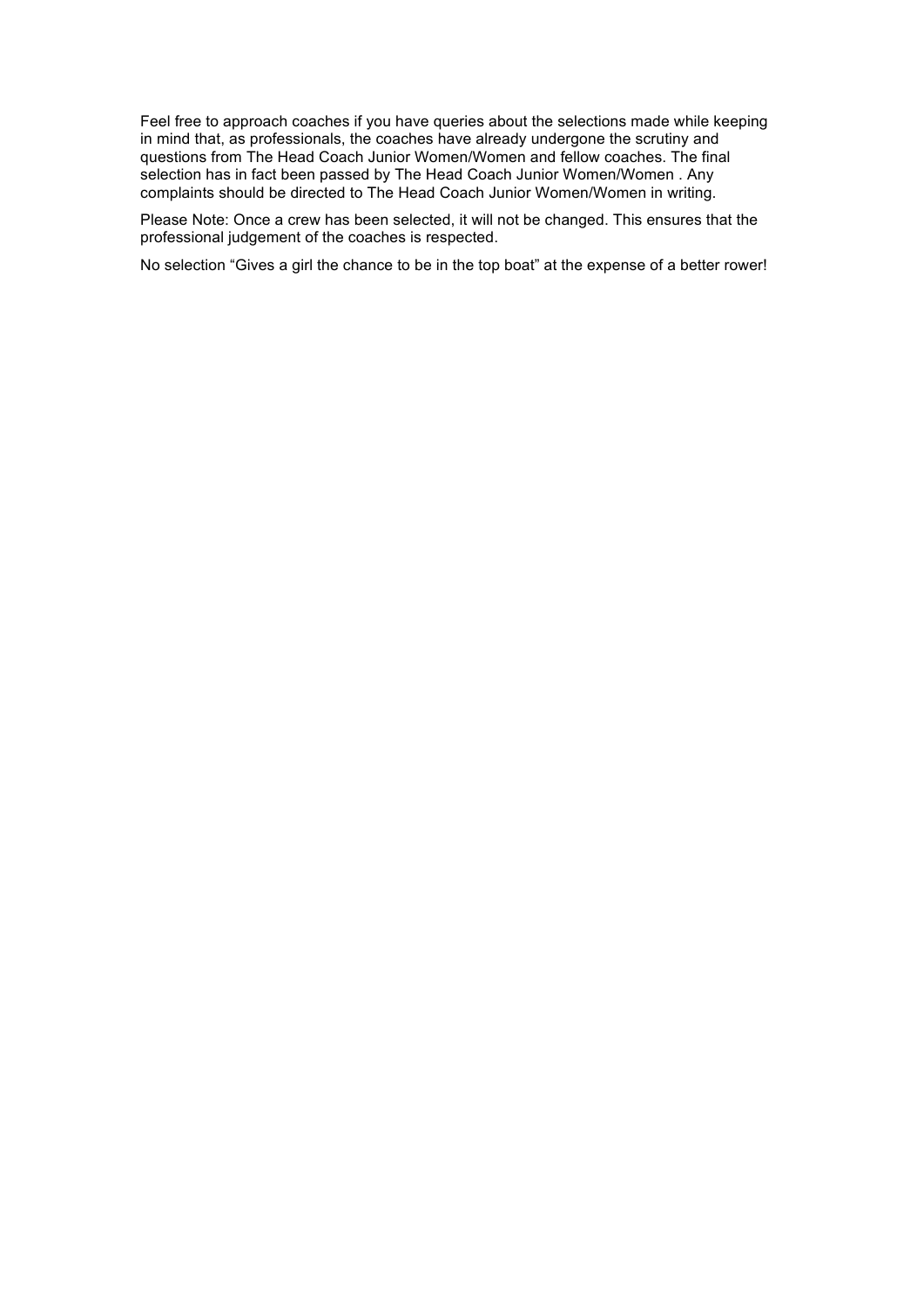Feel free to approach coaches if you have queries about the selections made while keeping in mind that, as professionals, the coaches have already undergone the scrutiny and questions from The Head Coach Junior Women/Women and fellow coaches. The final selection has in fact been passed by The Head Coach Junior Women/Women . Any complaints should be directed to The Head Coach Junior Women/Women in writing.

Please Note: Once a crew has been selected, it will not be changed. This ensures that the professional judgement of the coaches is respected.

No selection “Gives a girl the chance to be in the top boat” at the expense of a better rower!